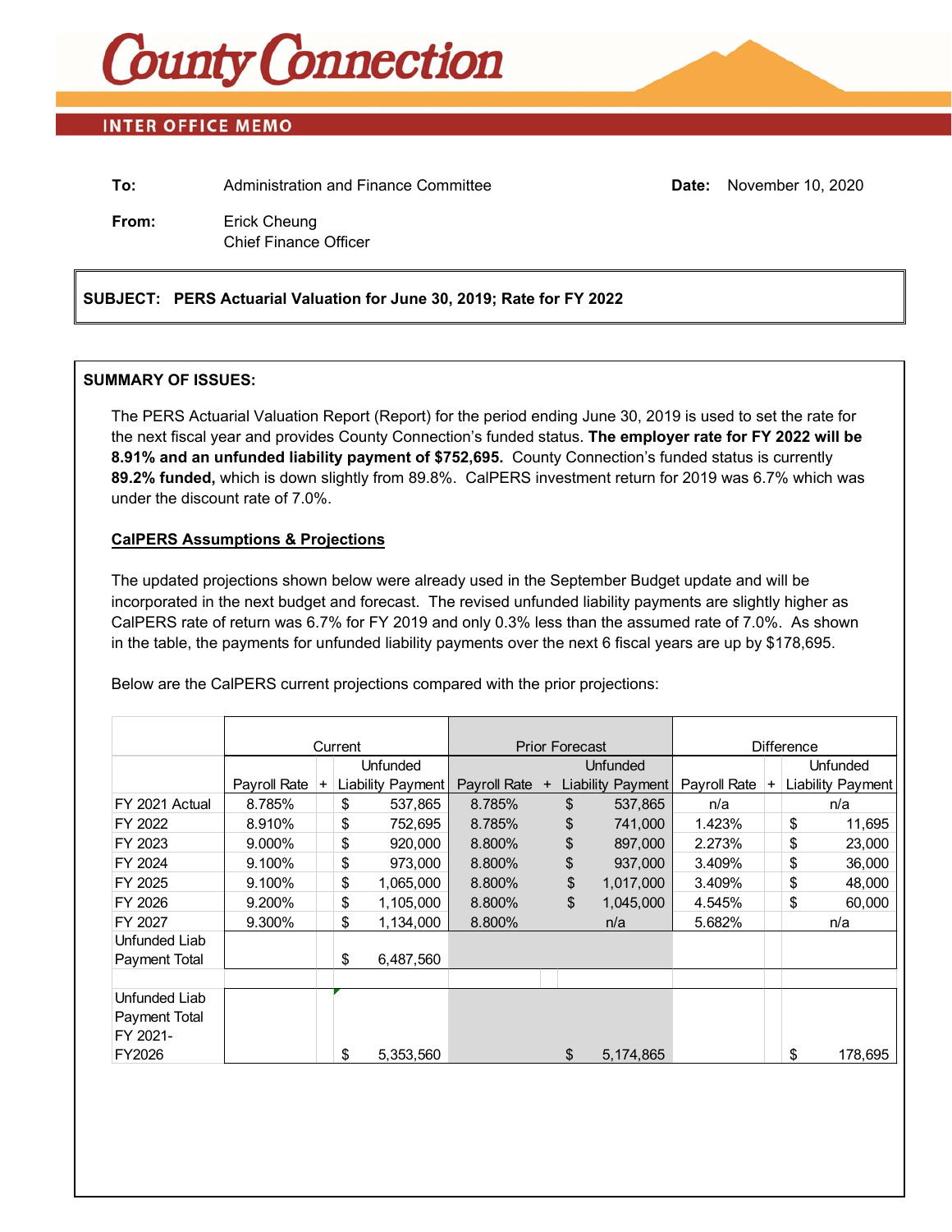# County Connection

## INTER OFFICE MEMO

**To:** Administration and Finance Committee

**Date:** November 10, 2020

**From:** Erick Cheung
Chief Finance Officer

**SUBJECT: PERS Actuarial Valuation for June 30, 2019; Rate for FY 2022**

**SUMMARY OF ISSUES:**

The PERS Actuarial Valuation Report (Report) for the period ending June 30, 2019 is used to set the rate for the next fiscal year and provides County Connection's funded status. **The employer rate for FY 2022 will be 8.91% and an unfunded liability payment of $752,695.** County Connection's funded status is currently **89.2% funded,** which is down slightly from 89.8%. CalPERS investment return for 2019 was 6.7% which was under the discount rate of 7.0%.

**CalPERS Assumptions & Projections**

The updated projections shown below were already used in the September Budget update and will be incorporated in the next budget and forecast. The revised unfunded liability payments are slightly higher as CalPERS rate of return was 6.7% for FY 2019 and only 0.3% less than the assumed rate of 7.0%. As shown in the table, the payments for unfunded liability payments over the next 6 fiscal years are up by $178,695.

Below are the CalPERS current projections compared with the prior projections:

| | Current | | | Prior Forecast | | | Difference | | |
|---|---|---|---|---|---|---|---|---|---|
| | Payroll Rate | + | Unfunded Liability Payment | Payroll Rate | + | Unfunded Liability Payment | Payroll Rate | + | Unfunded Liability Payment |
| FY 2021 Actual | 8.785% | | $ 537,865 | 8.785% | | $ 537,865 | n/a | | n/a |
| FY 2022 | 8.910% | | $ 752,695 | 8.785% | | $ 741,000 | 1.423% | | $ 11,695 |
| FY 2023 | 9.000% | | $ 920,000 | 8.800% | | $ 897,000 | 2.273% | | $ 23,000 |
| FY 2024 | 9.100% | | $ 973,000 | 8.800% | | $ 937,000 | 3.409% | | $ 36,000 |
| FY 2025 | 9.100% | | $ 1,065,000 | 8.800% | | $ 1,017,000 | 3.409% | | $ 48,000 |
| FY 2026 | 9.200% | | $ 1,105,000 | 8.800% | | $ 1,045,000 | 4.545% | | $ 60,000 |
| FY 2027 | 9.300% | | $ 1,134,000 | 8.800% | | n/a | 5.682% | | n/a |
| Unfunded Liab Payment Total | | | $ 6,487,560 | | | | | | |
| | | | | | | | | | |
| Unfunded Liab Payment Total FY 2021-FY2026 | | | $ 5,353,560 | | | $ 5,174,865 | | | $ 178,695 |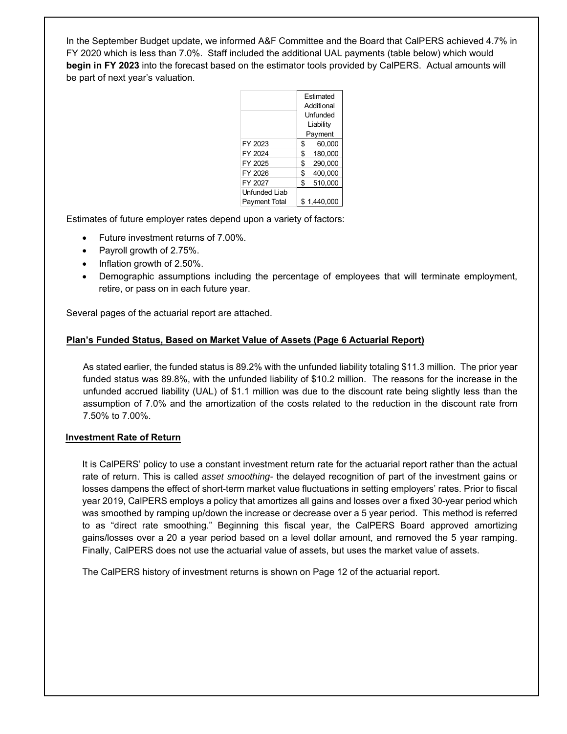In the September Budget update, we informed A&F Committee and the Board that CalPERS achieved 4.7% in FY 2020 which is less than 7.0%. Staff included the additional UAL payments (table below) which would **begin in FY 2023** into the forecast based on the estimator tools provided by CalPERS. Actual amounts will be part of next year's valuation.

| | Estimated Additional Unfunded Liability Payment |
|---|---|
| FY 2023 | $ 60,000 |
| FY 2024 | $ 180,000 |
| FY 2025 | $ 290,000 |
| FY 2026 | $ 400,000 |
| FY 2027 | $ 510,000 |
| Unfunded Liab Payment Total | $ 1,440,000 |

Estimates of future employer rates depend upon a variety of factors:

- Future investment returns of 7.00%.
- Payroll growth of 2.75%.
- Inflation growth of 2.50%.
- Demographic assumptions including the percentage of employees that will terminate employment, retire, or pass on in each future year.

Several pages of the actuarial report are attached.

**Plan's Funded Status, Based on Market Value of Assets (Page 6 Actuarial Report)**

As stated earlier, the funded status is 89.2% with the unfunded liability totaling $11.3 million. The prior year funded status was 89.8%, with the unfunded liability of $10.2 million. The reasons for the increase in the unfunded accrued liability (UAL) of $1.1 million was due to the discount rate being slightly less than the assumption of 7.0% and the amortization of the costs related to the reduction in the discount rate from 7.50% to 7.00%.

**Investment Rate of Return**

It is CalPERS' policy to use a constant investment return rate for the actuarial report rather than the actual rate of return. This is called *asset smoothing*- the delayed recognition of part of the investment gains or losses dampens the effect of short-term market value fluctuations in setting employers' rates. Prior to fiscal year 2019, CalPERS employs a policy that amortizes all gains and losses over a fixed 30-year period which was smoothed by ramping up/down the increase or decrease over a 5 year period. This method is referred to as "direct rate smoothing." Beginning this fiscal year, the CalPERS Board approved amortizing gains/losses over a 20 a year period based on a level dollar amount, and removed the 5 year ramping. Finally, CalPERS does not use the actuarial value of assets, but uses the market value of assets.

The CalPERS history of investment returns is shown on Page 12 of the actuarial report.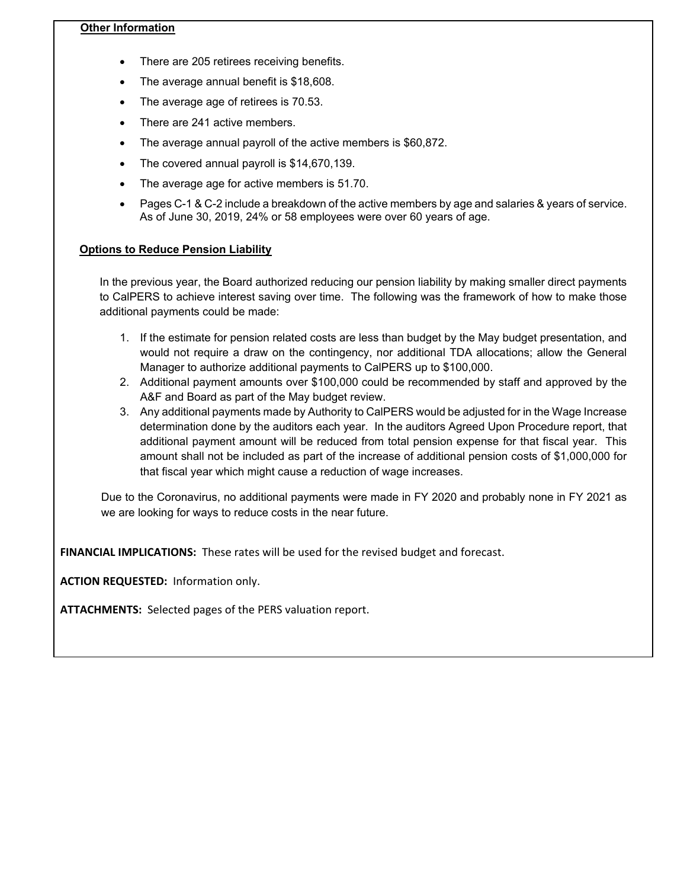**Other Information**

- There are 205 retirees receiving benefits.
- The average annual benefit is $18,608.
- The average age of retirees is 70.53.
- There are 241 active members.
- The average annual payroll of the active members is $60,872.
- The covered annual payroll is $14,670,139.
- The average age for active members is 51.70.
- Pages C-1 & C-2 include a breakdown of the active members by age and salaries & years of service. As of June 30, 2019, 24% or 58 employees were over 60 years of age.

**Options to Reduce Pension Liability**

In the previous year, the Board authorized reducing our pension liability by making smaller direct payments to CalPERS to achieve interest saving over time. The following was the framework of how to make those additional payments could be made:

1. If the estimate for pension related costs are less than budget by the May budget presentation, and would not require a draw on the contingency, nor additional TDA allocations; allow the General Manager to authorize additional payments to CalPERS up to $100,000.
2. Additional payment amounts over $100,000 could be recommended by staff and approved by the A&F and Board as part of the May budget review.
3. Any additional payments made by Authority to CalPERS would be adjusted for in the Wage Increase determination done by the auditors each year. In the auditors Agreed Upon Procedure report, that additional payment amount will be reduced from total pension expense for that fiscal year. This amount shall not be included as part of the increase of additional pension costs of $1,000,000 for that fiscal year which might cause a reduction of wage increases.

Due to the Coronavirus, no additional payments were made in FY 2020 and probably none in FY 2021 as we are looking for ways to reduce costs in the near future.

**FINANCIAL IMPLICATIONS:** These rates will be used for the revised budget and forecast.

**ACTION REQUESTED:** Information only.

**ATTACHMENTS:** Selected pages of the PERS valuation report.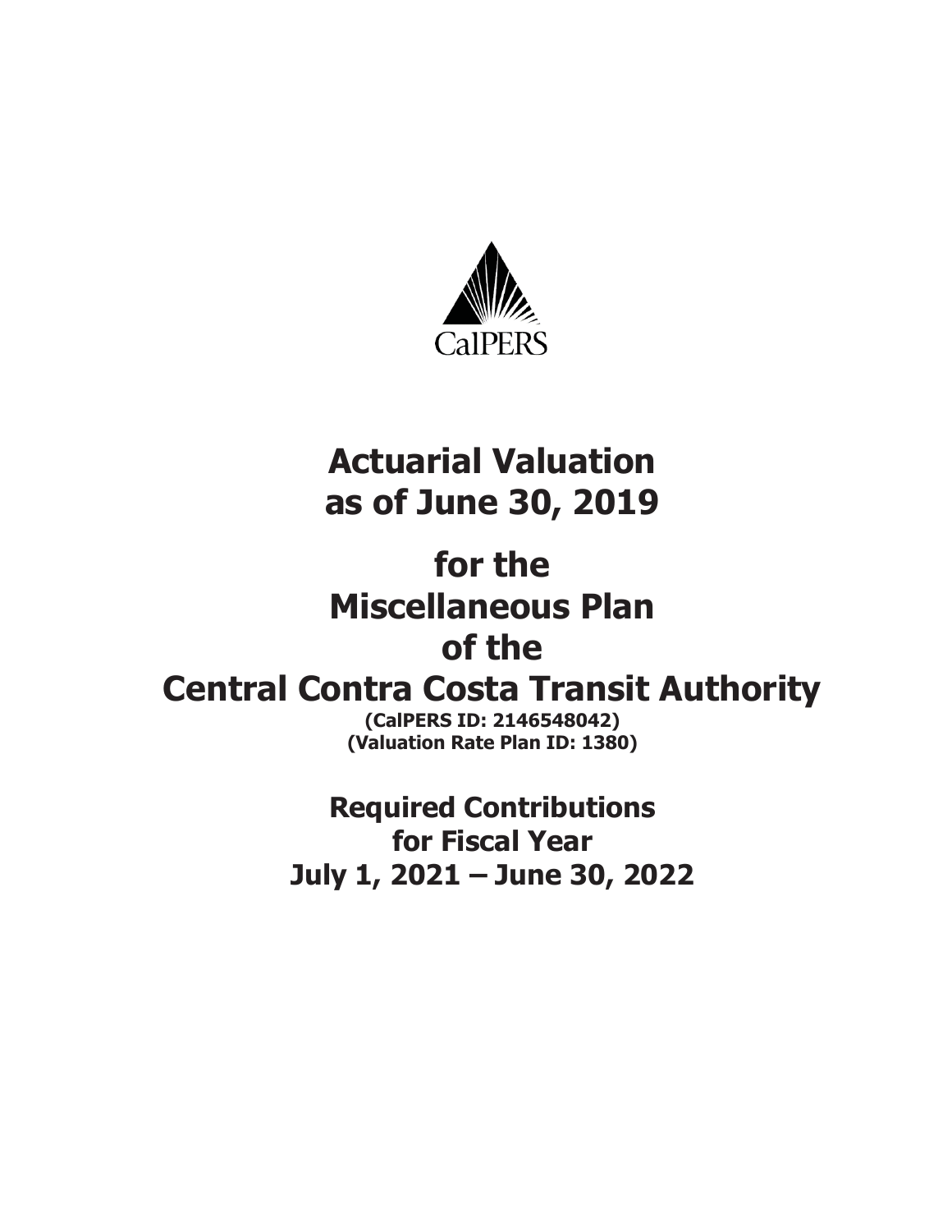CalPERS

# Actuarial Valuation as of June 30, 2019

# for the Miscellaneous Plan of the Central Contra Costa Transit Authority

**(CalPERS ID: 2146548042)**
**(Valuation Rate Plan ID: 1380)**

## Required Contributions for Fiscal Year July 1, 2021 – June 30, 2022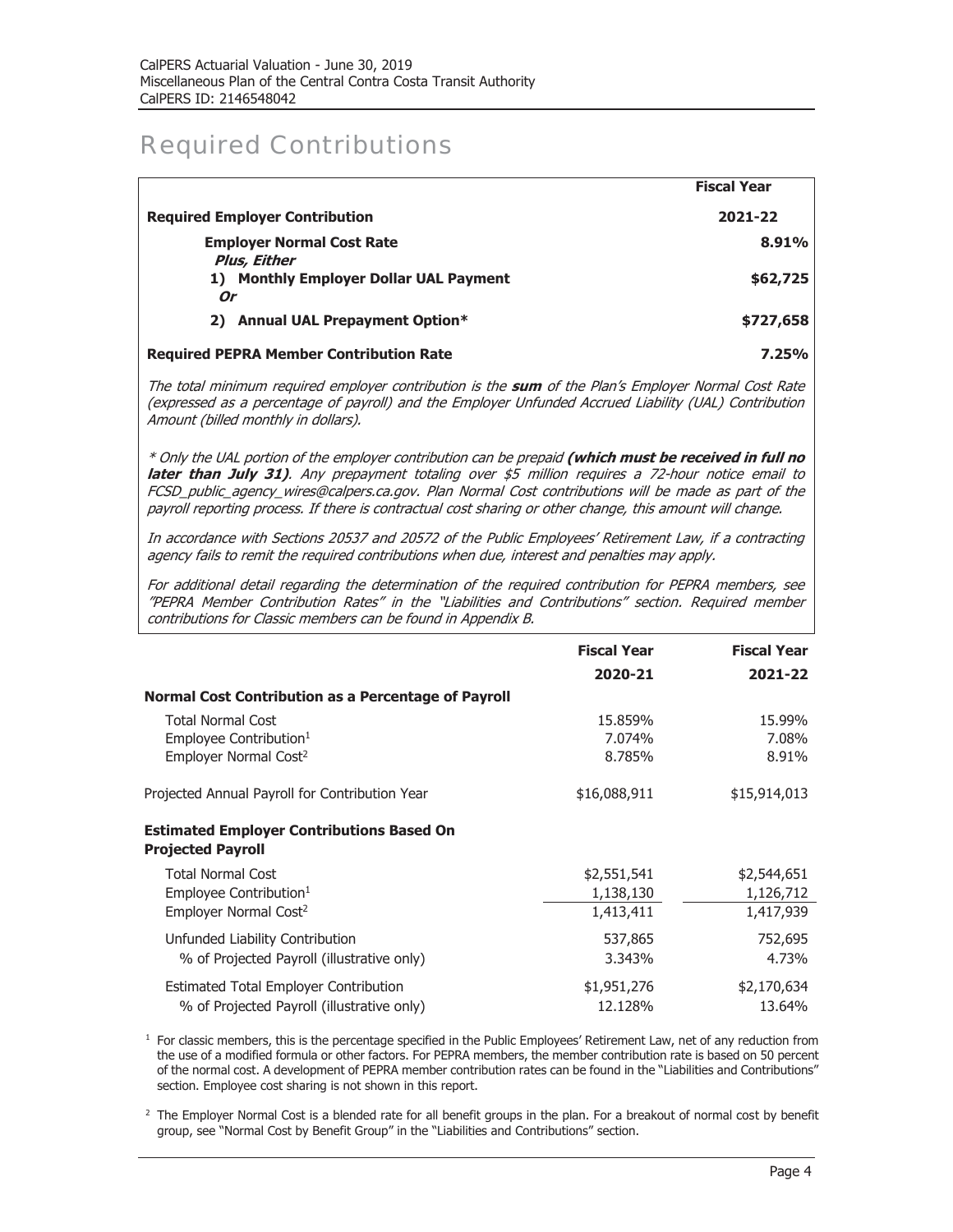# Required Contributions

| | Fiscal Year |
|---|---|
| **Required Employer Contribution** | **2021-22** |
| **Employer Normal Cost Rate** | **8.91%** |
| ***Plus, Either*** | |
| **1) Monthly Employer Dollar UAL Payment** | **$62,725** |
| ***Or*** | |
| **2) Annual UAL Prepayment Option*** | **$727,658** |
| **Required PEPRA Member Contribution Rate** | **7.25%** |

*The total minimum required employer contribution is the* ***sum*** *of the Plan's Employer Normal Cost Rate (expressed as a percentage of payroll) and the Employer Unfunded Accrued Liability (UAL) Contribution Amount (billed monthly in dollars).*

** Only the UAL portion of the employer contribution can be prepaid* ***(which must be received in full no later than July 31)****. Any prepayment totaling over $5 million requires a 72-hour notice email to FCSD_public_agency_wires@calpers.ca.gov. Plan Normal Cost contributions will be made as part of the payroll reporting process. If there is contractual cost sharing or other change, this amount will change.*

*In accordance with Sections 20537 and 20572 of the Public Employees' Retirement Law, if a contracting agency fails to remit the required contributions when due, interest and penalties may apply.*

*For additional detail regarding the determination of the required contribution for PEPRA members, see "PEPRA Member Contribution Rates" in the "Liabilities and Contributions" section. Required member contributions for Classic members can be found in Appendix B.*

| | Fiscal Year 2020-21 | Fiscal Year 2021-22 |
|---|---|---|
| **Normal Cost Contribution as a Percentage of Payroll** | | |
| Total Normal Cost | 15.859% | 15.99% |
| Employee Contribution[1] | 7.074% | 7.08% |
| Employer Normal Cost[2] | 8.785% | 8.91% |
| Projected Annual Payroll for Contribution Year | $16,088,911 | $15,914,013 |
| **Estimated Employer Contributions Based On Projected Payroll** | | |
| Total Normal Cost | $2,551,541 | $2,544,651 |
| Employee Contribution[1] | 1,138,130 | 1,126,712 |
| Employer Normal Cost[2] | 1,413,411 | 1,417,939 |
| Unfunded Liability Contribution | 537,865 | 752,695 |
| % of Projected Payroll (illustrative only) | 3.343% | 4.73% |
| Estimated Total Employer Contribution | $1,951,276 | $2,170,634 |
| % of Projected Payroll (illustrative only) | 12.128% | 13.64% |

[1] For classic members, this is the percentage specified in the Public Employees' Retirement Law, net of any reduction from the use of a modified formula or other factors. For PEPRA members, the member contribution rate is based on 50 percent of the normal cost. A development of PEPRA member contribution rates can be found in the "Liabilities and Contributions" section. Employee cost sharing is not shown in this report.

[2] The Employer Normal Cost is a blended rate for all benefit groups in the plan. For a breakout of normal cost by benefit group, see "Normal Cost by Benefit Group" in the "Liabilities and Contributions" section.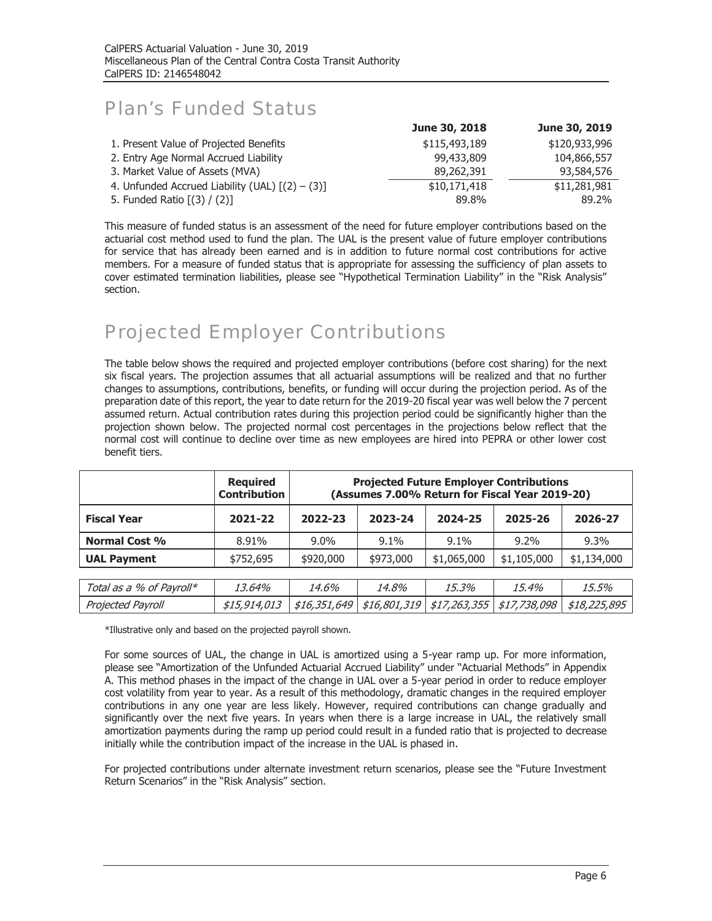## Plan's Funded Status

| | June 30, 2018 | June 30, 2019 |
|---|---|---|
| 1. Present Value of Projected Benefits | $115,493,189 | $120,933,996 |
| 2. Entry Age Normal Accrued Liability | 99,433,809 | 104,866,557 |
| 3. Market Value of Assets (MVA) | 89,262,391 | 93,584,576 |
| 4. Unfunded Accrued Liability (UAL) [(2) – (3)] | $10,171,418 | $11,281,981 |
| 5. Funded Ratio [(3) / (2)] | 89.8% | 89.2% |

This measure of funded status is an assessment of the need for future employer contributions based on the actuarial cost method used to fund the plan. The UAL is the present value of future employer contributions for service that has already been earned and is in addition to future normal cost contributions for active members. For a measure of funded status that is appropriate for assessing the sufficiency of plan assets to cover estimated termination liabilities, please see "Hypothetical Termination Liability" in the "Risk Analysis" section.

## Projected Employer Contributions

The table below shows the required and projected employer contributions (before cost sharing) for the next six fiscal years. The projection assumes that all actuarial assumptions will be realized and that no further changes to assumptions, contributions, benefits, or funding will occur during the projection period. As of the preparation date of this report, the year to date return for the 2019-20 fiscal year was well below the 7 percent assumed return. Actual contribution rates during this projection period could be significantly higher than the projection shown below. The projected normal cost percentages in the projections below reflect that the normal cost will continue to decline over time as new employees are hired into PEPRA or other lower cost benefit tiers.

| | **Required Contribution** | **Projected Future Employer Contributions (Assumes 7.00% Return for Fiscal Year 2019-20)** | | | | |
|---|---|---|---|---|---|---|
| **Fiscal Year** | **2021-22** | **2022-23** | **2023-24** | **2024-25** | **2025-26** | **2026-27** |
| **Normal Cost %** | 8.91% | 9.0% | 9.1% | 9.1% | 9.2% | 9.3% |
| **UAL Payment** | $752,695 | $920,000 | $973,000 | $1,065,000 | $1,105,000 | $1,134,000 |
| *Total as a % of Payroll** | *13.64%* | *14.6%* | *14.8%* | *15.3%* | *15.4%* | *15.5%* |
| *Projected Payroll* | *$15,914,013* | *$16,351,649* | *$16,801,319* | *$17,263,355* | *$17,738,098* | *$18,225,895* |

*Illustrative only and based on the projected payroll shown.

For some sources of UAL, the change in UAL is amortized using a 5-year ramp up. For more information, please see "Amortization of the Unfunded Actuarial Accrued Liability" under "Actuarial Methods" in Appendix A. This method phases in the impact of the change in UAL over a 5-year period in order to reduce employer cost volatility from year to year. As a result of this methodology, dramatic changes in the required employer contributions in any one year are less likely. However, required contributions can change gradually and significantly over the next five years. In years when there is a large increase in UAL, the relatively small amortization payments during the ramp up period could result in a funded ratio that is projected to decrease initially while the contribution impact of the increase in the UAL is phased in.

For projected contributions under alternate investment return scenarios, please see the "Future Investment Return Scenarios" in the "Risk Analysis" section.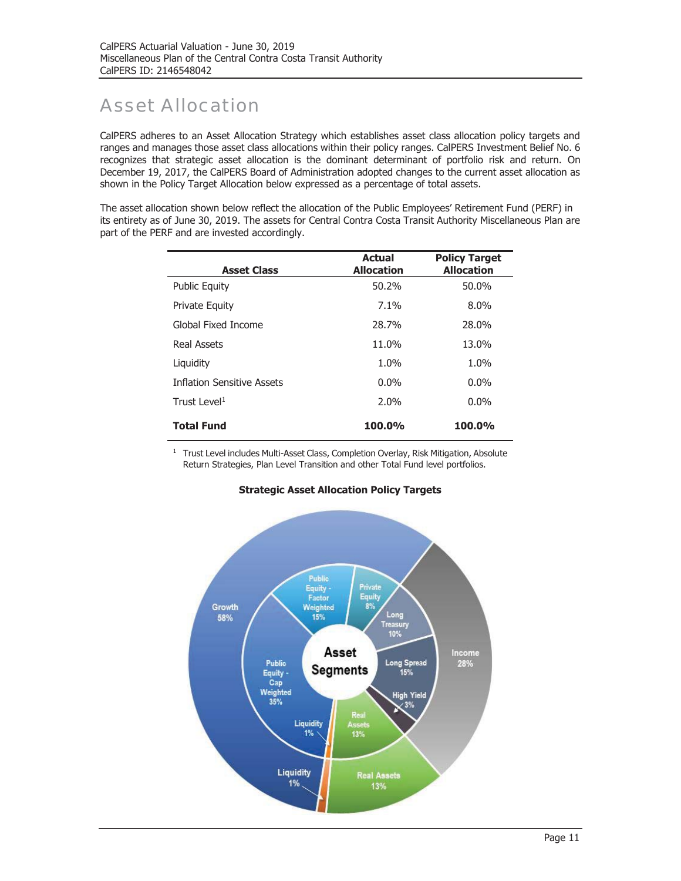# Asset Allocation

CalPERS adheres to an Asset Allocation Strategy which establishes asset class allocation policy targets and ranges and manages those asset class allocations within their policy ranges. CalPERS Investment Belief No. 6 recognizes that strategic asset allocation is the dominant determinant of portfolio risk and return. On December 19, 2017, the CalPERS Board of Administration adopted changes to the current asset allocation as shown in the Policy Target Allocation below expressed as a percentage of total assets.

The asset allocation shown below reflect the allocation of the Public Employees' Retirement Fund (PERF) in its entirety as of June 30, 2019. The assets for Central Contra Costa Transit Authority Miscellaneous Plan are part of the PERF and are invested accordingly.

| Asset Class | Actual Allocation | Policy Target Allocation |
|---|---|---|
| Public Equity | 50.2% | 50.0% |
| Private Equity | 7.1% | 8.0% |
| Global Fixed Income | 28.7% | 28.0% |
| Real Assets | 11.0% | 13.0% |
| Liquidity | 1.0% | 1.0% |
| Inflation Sensitive Assets | 0.0% | 0.0% |
| Trust Level[1] | 2.0% | 0.0% |
| **Total Fund** | **100.0%** | **100.0%** |

[1] Trust Level includes Multi-Asset Class, Completion Overlay, Risk Mitigation, Absolute Return Strategies, Plan Level Transition and other Total Fund level portfolios.

**Strategic Asset Allocation Policy Targets**

Asset Segments

- Growth 58%
  - Public Equity - Cap Weighted 35%
  - Public Equity - Factor Weighted 15%
  - Private Equity 8%
- Income 28%
  - Long Treasury 10%
  - Long Spread 15%
  - High Yield 3%
- Real Assets 13%
  - Real Assets 13%
- Liquidity 1%
  - Liquidity 1%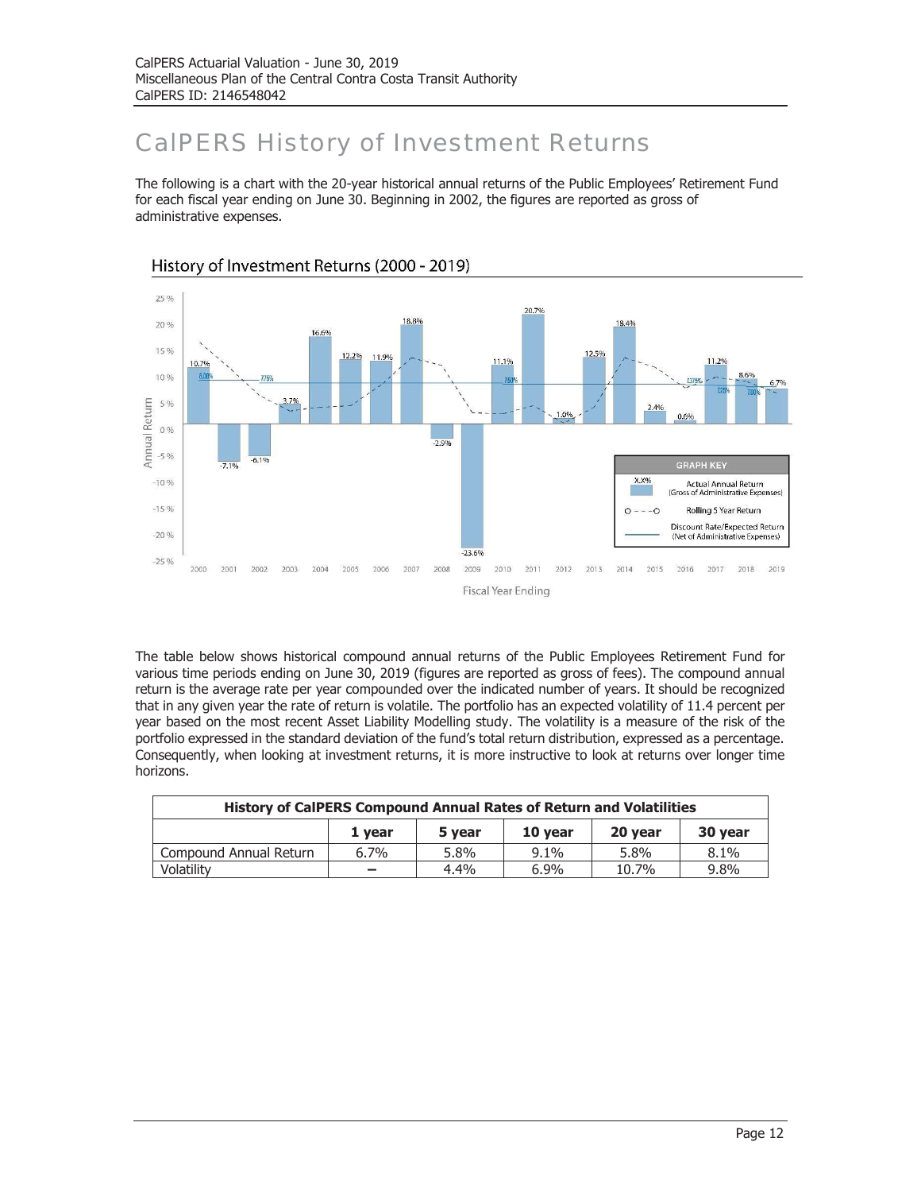# CalPERS History of Investment Returns

The following is a chart with the 20-year historical annual returns of the Public Employees' Retirement Fund for each fiscal year ending on June 30. Beginning in 2002, the figures are reported as gross of administrative expenses.

History of Investment Returns (2000 - 2019)

The table below shows historical compound annual returns of the Public Employees Retirement Fund for various time periods ending on June 30, 2019 (figures are reported as gross of fees). The compound annual return is the average rate per year compounded over the indicated number of years. It should be recognized that in any given year the rate of return is volatile. The portfolio has an expected volatility of 11.4 percent per year based on the most recent Asset Liability Modelling study. The volatility is a measure of the risk of the portfolio expressed in the standard deviation of the fund's total return distribution, expressed as a percentage. Consequently, when looking at investment returns, it is more instructive to look at returns over longer time horizons.

| History of CalPERS Compound Annual Rates of Return and Volatilities | | | | | |
|---|---|---|---|---|---|
| | 1 year | 5 year | 10 year | 20 year | 30 year |
| Compound Annual Return | 6.7% | 5.8% | 9.1% | 5.8% | 8.1% |
| Volatility | – | 4.4% | 6.9% | 10.7% | 9.8% |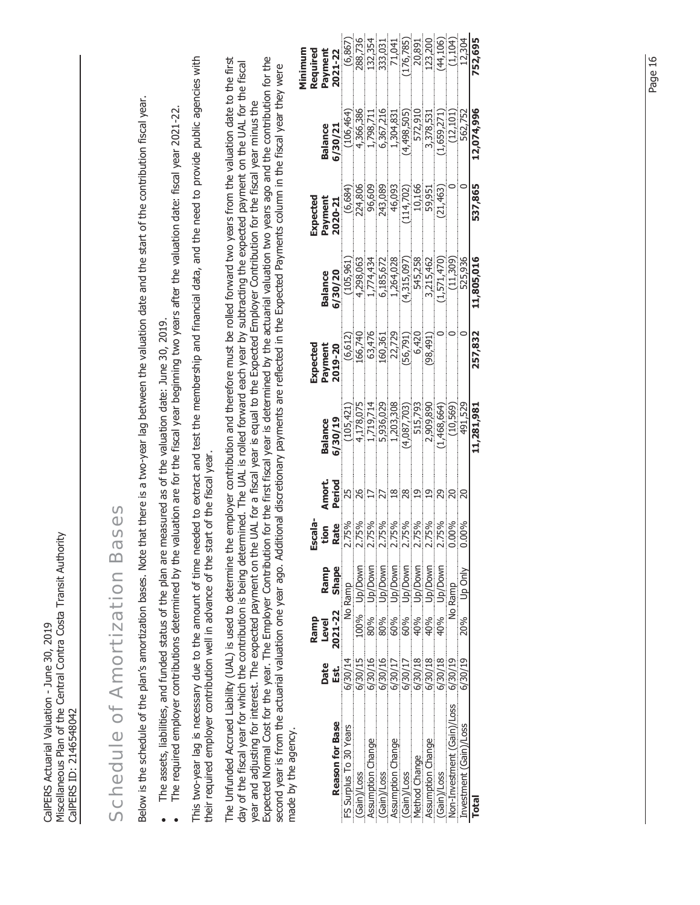# Schedule of Amortization Bases

Below is the schedule of the plan's amortization bases. Note that there is a two-year lag between the valuation date and the start of the contribution fiscal year.

- The assets, liabilities, and funded status of the plan are measured as of the valuation date: June 30, 2019.
- The required employer contributions determined by the valuation are for the fiscal year beginning two years after the valuation date: fiscal year 2021-22.

This two-year lag is necessary due to the amount of time needed to extract and test the membership and financial data, and the need to provide public agencies with their required employer contribution well in advance of the start of the fiscal year.

The Unfunded Accrued Liability (UAL) is used to determine the employer contribution and therefore must be rolled forward two years from the valuation date to the first day of the fiscal year for which the contribution is being determined. The UAL is rolled forward each year by subtracting the expected payment on the UAL for the fiscal year and adjusting for interest. The expected payment on the UAL for a fiscal year is equal to the Expected Employer Contribution for the fiscal year minus the Expected Normal Cost for the year. The Employer Contribution for the first fiscal year is determined by the actuarial valuation two years ago and the contribution for the second year is from the actuarial valuation one year ago. Additional discretionary payments are reflected in the Expected Payments column in the fiscal year they were made by the agency.

| Reason for Base | Date Est. | Ramp Level 2021-22 | Ramp Shape | Escala-tion Rate | Amort. Period | Balance 6/30/19 | Expected Payment 2019-20 | Balance 6/30/20 | Expected Payment 2020-21 | Balance 6/30/21 | Minimum Required Payment 2021-22 |
|---|---|---|---|---|---|---|---|---|---|---|---|
| FS Surplus To 30 Years | 6/30/14 | | No Ramp | 2.75% | 25 | (105,421) | (6,612) | (105,961) | (6,684) | (106,464) | (6,867) |
| (Gain)/Loss | 6/30/15 | 100% | Up/Down | 2.75% | 26 | 4,178,075 | 166,740 | 4,298,063 | 224,806 | 4,366,386 | 288,736 |
| Assumption Change | 6/30/16 | 80% | Up/Down | 2.75% | 17 | 1,719,714 | 63,476 | 1,774,434 | 96,609 | 1,798,711 | 132,354 |
| (Gain)/Loss | 6/30/16 | 80% | Up/Down | 2.75% | 27 | 5,936,029 | 160,361 | 6,185,672 | 243,089 | 6,367,216 | 333,031 |
| Assumption Change | 6/30/17 | 60% | Up/Down | 2.75% | 18 | 1,203,308 | 22,729 | 1,264,028 | 46,093 | 1,304,831 | 71,041 |
| (Gain)/Loss | 6/30/17 | 60% | Up/Down | 2.75% | 28 | (4,087,703) | (56,791) | (4,315,097) | (114,702) | (4,498,505) | (176,785) |
| Method Change | 6/30/18 | 40% | Up/Down | 2.75% | 19 | 515,793 | 6,420 | 545,258 | 10,166 | 572,910 | 20,891 |
| Assumption Change | 6/30/18 | 40% | Up/Down | 2.75% | 19 | 2,909,890 | (98,491) | 3,215,462 | 59,951 | 3,378,531 | 123,200 |
| (Gain)/Loss | 6/30/18 | 40% | Up/Down | 2.75% | 29 | (1,468,664) | 0 | (1,571,470) | (21,463) | (1,659,271) | (44,106) |
| Non-Investment (Gain)/Loss | 6/30/19 | | No Ramp | 0.00% | 20 | (10,569) | 0 | (11,309) | 0 | (12,101) | (1,104) |
| Investment (Gain)/Loss | 6/30/19 | 20% | Up Only | 0.00% | 20 | 491,529 | 0 | 525,936 | 0 | 562,752 | 12,304 |
| **Total** | | | | | | **11,281,981** | **257,832** | **11,805,016** | **537,865** | **12,074,996** | **752,695** |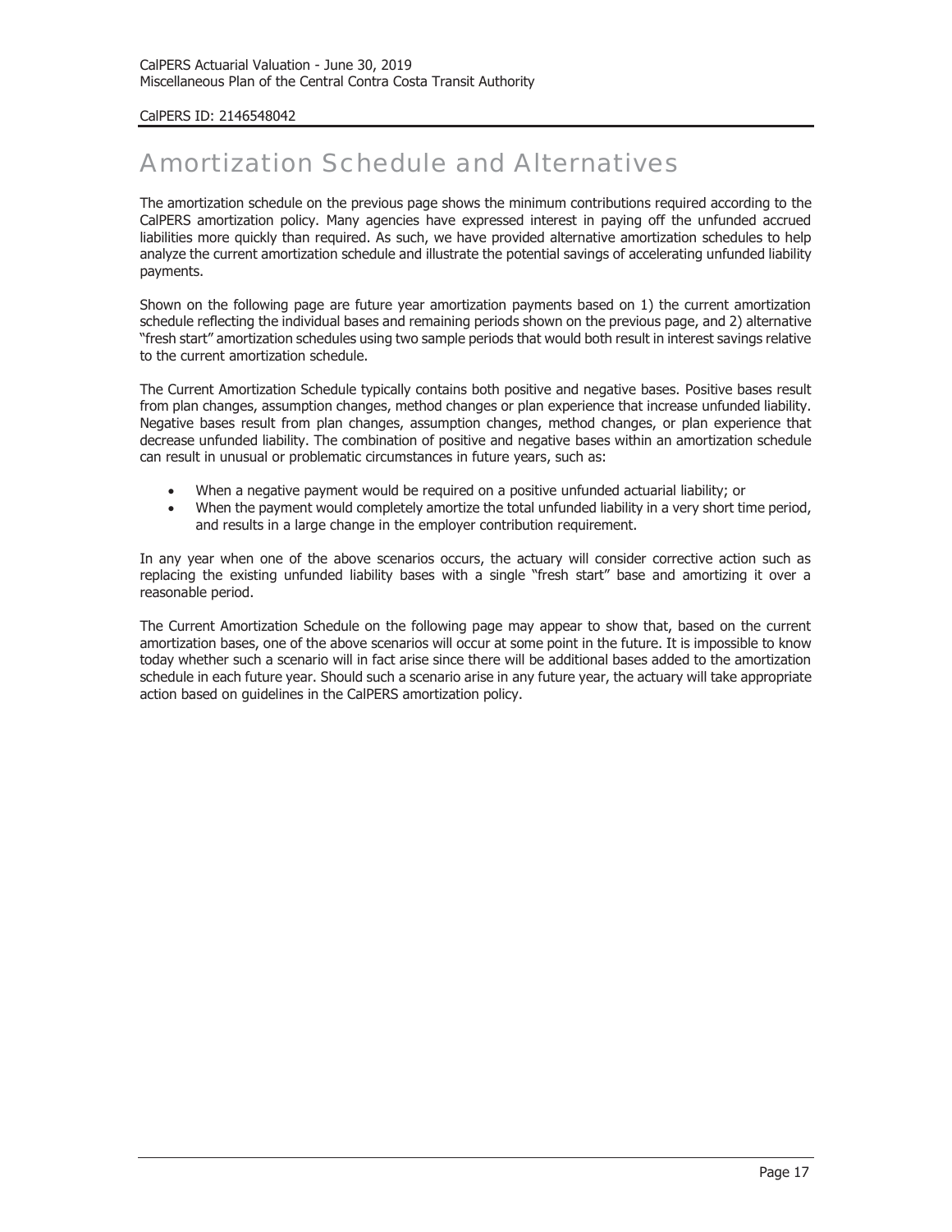# Amortization Schedule and Alternatives

The amortization schedule on the previous page shows the minimum contributions required according to the CalPERS amortization policy. Many agencies have expressed interest in paying off the unfunded accrued liabilities more quickly than required. As such, we have provided alternative amortization schedules to help analyze the current amortization schedule and illustrate the potential savings of accelerating unfunded liability payments.

Shown on the following page are future year amortization payments based on 1) the current amortization schedule reflecting the individual bases and remaining periods shown on the previous page, and 2) alternative "fresh start" amortization schedules using two sample periods that would both result in interest savings relative to the current amortization schedule.

The Current Amortization Schedule typically contains both positive and negative bases. Positive bases result from plan changes, assumption changes, method changes or plan experience that increase unfunded liability. Negative bases result from plan changes, assumption changes, method changes, or plan experience that decrease unfunded liability. The combination of positive and negative bases within an amortization schedule can result in unusual or problematic circumstances in future years, such as:

- When a negative payment would be required on a positive unfunded actuarial liability; or
- When the payment would completely amortize the total unfunded liability in a very short time period, and results in a large change in the employer contribution requirement.

In any year when one of the above scenarios occurs, the actuary will consider corrective action such as replacing the existing unfunded liability bases with a single "fresh start" base and amortizing it over a reasonable period.

The Current Amortization Schedule on the following page may appear to show that, based on the current amortization bases, one of the above scenarios will occur at some point in the future. It is impossible to know today whether such a scenario will in fact arise since there will be additional bases added to the amortization schedule in each future year. Should such a scenario arise in any future year, the actuary will take appropriate action based on guidelines in the CalPERS amortization policy.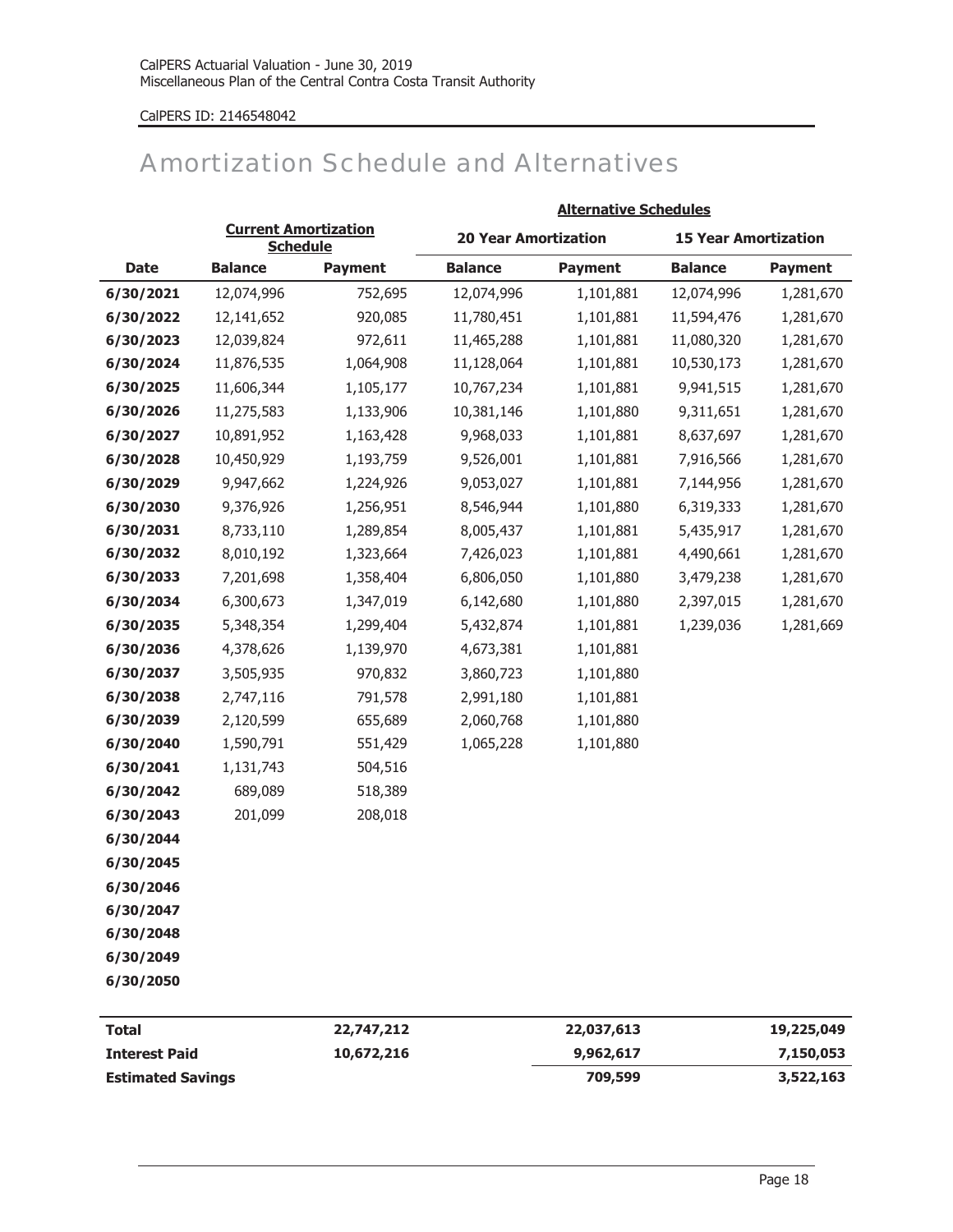# Amortization Schedule and Alternatives

| | Current Amortization Schedule | | Alternative Schedules | | | |
|---|---|---|---|---|---|---|
| | | | 20 Year Amortization | | 15 Year Amortization | |
| Date | Balance | Payment | Balance | Payment | Balance | Payment |
| 6/30/2021 | 12,074,996 | 752,695 | 12,074,996 | 1,101,881 | 12,074,996 | 1,281,670 |
| 6/30/2022 | 12,141,652 | 920,085 | 11,780,451 | 1,101,881 | 11,594,476 | 1,281,670 |
| 6/30/2023 | 12,039,824 | 972,611 | 11,465,288 | 1,101,881 | 11,080,320 | 1,281,670 |
| 6/30/2024 | 11,876,535 | 1,064,908 | 11,128,064 | 1,101,881 | 10,530,173 | 1,281,670 |
| 6/30/2025 | 11,606,344 | 1,105,177 | 10,767,234 | 1,101,881 | 9,941,515 | 1,281,670 |
| 6/30/2026 | 11,275,583 | 1,133,906 | 10,381,146 | 1,101,880 | 9,311,651 | 1,281,670 |
| 6/30/2027 | 10,891,952 | 1,163,428 | 9,968,033 | 1,101,881 | 8,637,697 | 1,281,670 |
| 6/30/2028 | 10,450,929 | 1,193,759 | 9,526,001 | 1,101,881 | 7,916,566 | 1,281,670 |
| 6/30/2029 | 9,947,662 | 1,224,926 | 9,053,027 | 1,101,881 | 7,144,956 | 1,281,670 |
| 6/30/2030 | 9,376,926 | 1,256,951 | 8,546,944 | 1,101,880 | 6,319,333 | 1,281,670 |
| 6/30/2031 | 8,733,110 | 1,289,854 | 8,005,437 | 1,101,881 | 5,435,917 | 1,281,670 |
| 6/30/2032 | 8,010,192 | 1,323,664 | 7,426,023 | 1,101,881 | 4,490,661 | 1,281,670 |
| 6/30/2033 | 7,201,698 | 1,358,404 | 6,806,050 | 1,101,880 | 3,479,238 | 1,281,670 |
| 6/30/2034 | 6,300,673 | 1,347,019 | 6,142,680 | 1,101,880 | 2,397,015 | 1,281,670 |
| 6/30/2035 | 5,348,354 | 1,299,404 | 5,432,874 | 1,101,881 | 1,239,036 | 1,281,669 |
| 6/30/2036 | 4,378,626 | 1,139,970 | 4,673,381 | 1,101,881 | | |
| 6/30/2037 | 3,505,935 | 970,832 | 3,860,723 | 1,101,880 | | |
| 6/30/2038 | 2,747,116 | 791,578 | 2,991,180 | 1,101,881 | | |
| 6/30/2039 | 2,120,599 | 655,689 | 2,060,768 | 1,101,880 | | |
| 6/30/2040 | 1,590,791 | 551,429 | 1,065,228 | 1,101,880 | | |
| 6/30/2041 | 1,131,743 | 504,516 | | | | |
| 6/30/2042 | 689,089 | 518,389 | | | | |
| 6/30/2043 | 201,099 | 208,018 | | | | |
| 6/30/2044 | | | | | | |
| 6/30/2045 | | | | | | |
| 6/30/2046 | | | | | | |
| 6/30/2047 | | | | | | |
| 6/30/2048 | | | | | | |
| 6/30/2049 | | | | | | |
| 6/30/2050 | | | | | | |
| **Total** | | **22,747,212** | | **22,037,613** | | **19,225,049** |
| **Interest Paid** | | **10,672,216** | | **9,962,617** | | **7,150,053** |
| **Estimated Savings** | | | | **709,599** | | **3,522,163** |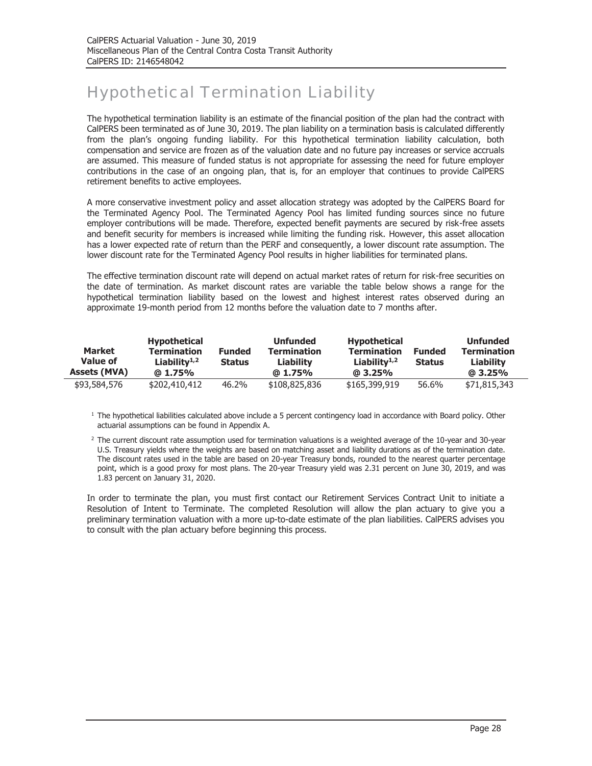# Hypothetical Termination Liability

The hypothetical termination liability is an estimate of the financial position of the plan had the contract with CalPERS been terminated as of June 30, 2019. The plan liability on a termination basis is calculated differently from the plan's ongoing funding liability. For this hypothetical termination liability calculation, both compensation and service are frozen as of the valuation date and no future pay increases or service accruals are assumed. This measure of funded status is not appropriate for assessing the need for future employer contributions in the case of an ongoing plan, that is, for an employer that continues to provide CalPERS retirement benefits to active employees.

A more conservative investment policy and asset allocation strategy was adopted by the CalPERS Board for the Terminated Agency Pool. The Terminated Agency Pool has limited funding sources since no future employer contributions will be made. Therefore, expected benefit payments are secured by risk-free assets and benefit security for members is increased while limiting the funding risk. However, this asset allocation has a lower expected rate of return than the PERF and consequently, a lower discount rate assumption. The lower discount rate for the Terminated Agency Pool results in higher liabilities for terminated plans.

The effective termination discount rate will depend on actual market rates of return for risk-free securities on the date of termination. As market discount rates are variable the table below shows a range for the hypothetical termination liability based on the lowest and highest interest rates observed during an approximate 19-month period from 12 months before the valuation date to 7 months after.

| Market Value of Assets (MVA) | Hypothetical Termination Liability[1,2] @ 1.75% | Funded Status | Unfunded Termination Liability @ 1.75% | Hypothetical Termination Liability[1,2] @ 3.25% | Funded Status | Unfunded Termination Liability @ 3.25% |
|---|---|---|---|---|---|---|
| $93,584,576 | $202,410,412 | 46.2% | $108,825,836 | $165,399,919 | 56.6% | $71,815,343 |

[1] The hypothetical liabilities calculated above include a 5 percent contingency load in accordance with Board policy. Other actuarial assumptions can be found in Appendix A.

[2] The current discount rate assumption used for termination valuations is a weighted average of the 10-year and 30-year U.S. Treasury yields where the weights are based on matching asset and liability durations as of the termination date. The discount rates used in the table are based on 20-year Treasury bonds, rounded to the nearest quarter percentage point, which is a good proxy for most plans. The 20-year Treasury yield was 2.31 percent on June 30, 2019, and was 1.83 percent on January 31, 2020.

In order to terminate the plan, you must first contact our Retirement Services Contract Unit to initiate a Resolution of Intent to Terminate. The completed Resolution will allow the plan actuary to give you a preliminary termination valuation with a more up-to-date estimate of the plan liabilities. CalPERS advises you to consult with the plan actuary before beginning this process.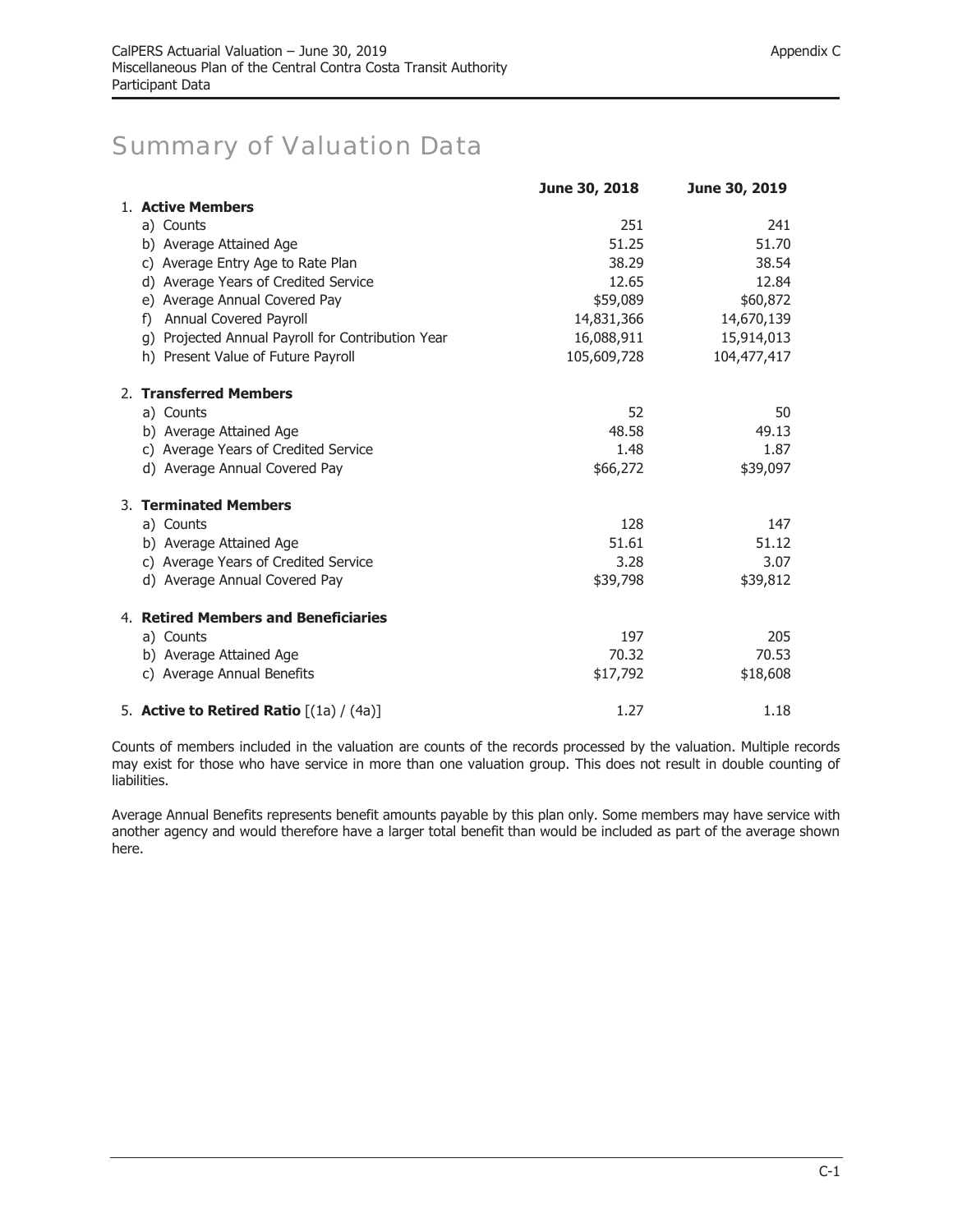# Summary of Valuation Data

| | June 30, 2018 | June 30, 2019 |
|---|---|---|
| 1. **Active Members** | | |
| a) Counts | 251 | 241 |
| b) Average Attained Age | 51.25 | 51.70 |
| c) Average Entry Age to Rate Plan | 38.29 | 38.54 |
| d) Average Years of Credited Service | 12.65 | 12.84 |
| e) Average Annual Covered Pay | $59,089 | $60,872 |
| f) Annual Covered Payroll | 14,831,366 | 14,670,139 |
| g) Projected Annual Payroll for Contribution Year | 16,088,911 | 15,914,013 |
| h) Present Value of Future Payroll | 105,609,728 | 104,477,417 |
| 2. **Transferred Members** | | |
| a) Counts | 52 | 50 |
| b) Average Attained Age | 48.58 | 49.13 |
| c) Average Years of Credited Service | 1.48 | 1.87 |
| d) Average Annual Covered Pay | $66,272 | $39,097 |
| 3. **Terminated Members** | | |
| a) Counts | 128 | 147 |
| b) Average Attained Age | 51.61 | 51.12 |
| c) Average Years of Credited Service | 3.28 | 3.07 |
| d) Average Annual Covered Pay | $39,798 | $39,812 |
| 4. **Retired Members and Beneficiaries** | | |
| a) Counts | 197 | 205 |
| b) Average Attained Age | 70.32 | 70.53 |
| c) Average Annual Benefits | $17,792 | $18,608 |
| 5. **Active to Retired Ratio** [(1a) / (4a)] | 1.27 | 1.18 |

Counts of members included in the valuation are counts of the records processed by the valuation. Multiple records may exist for those who have service in more than one valuation group. This does not result in double counting of liabilities.

Average Annual Benefits represents benefit amounts payable by this plan only. Some members may have service with another agency and would therefore have a larger total benefit than would be included as part of the average shown here.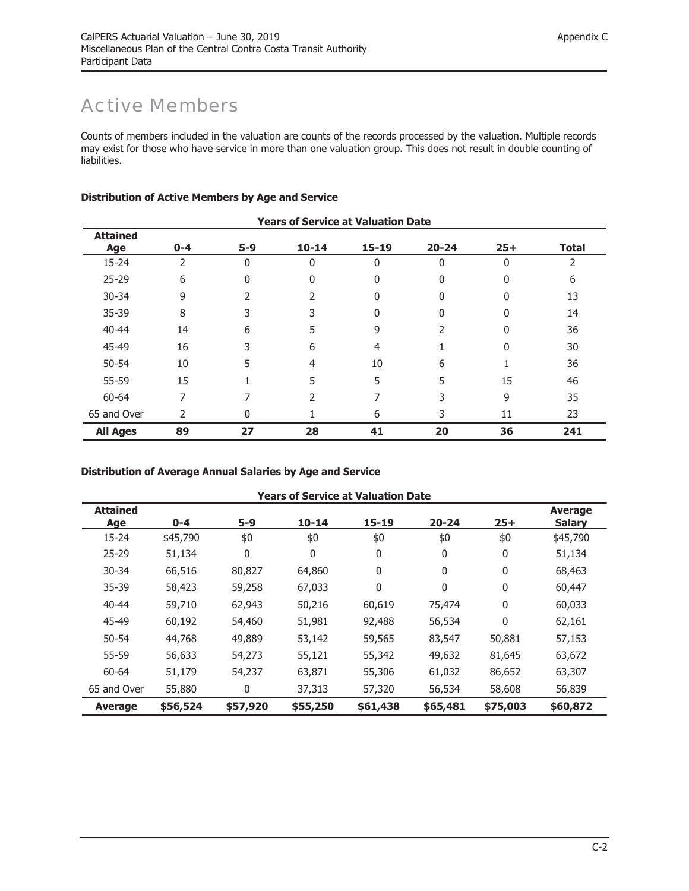# Active Members

Counts of members included in the valuation are counts of the records processed by the valuation. Multiple records may exist for those who have service in more than one valuation group. This does not result in double counting of liabilities.

**Distribution of Active Members by Age and Service**

| Attained Age | Years of Service at Valuation Date | | | | | | |
|---|---|---|---|---|---|---|---|
| | **0-4** | **5-9** | **10-14** | **15-19** | **20-24** | **25+** | **Total** |
| 15-24 | 2 | 0 | 0 | 0 | 0 | 0 | 2 |
| 25-29 | 6 | 0 | 0 | 0 | 0 | 0 | 6 |
| 30-34 | 9 | 2 | 2 | 0 | 0 | 0 | 13 |
| 35-39 | 8 | 3 | 3 | 0 | 0 | 0 | 14 |
| 40-44 | 14 | 6 | 5 | 9 | 2 | 0 | 36 |
| 45-49 | 16 | 3 | 6 | 4 | 1 | 0 | 30 |
| 50-54 | 10 | 5 | 4 | 10 | 6 | 1 | 36 |
| 55-59 | 15 | 1 | 5 | 5 | 5 | 15 | 46 |
| 60-64 | 7 | 7 | 2 | 7 | 3 | 9 | 35 |
| 65 and Over | 2 | 0 | 1 | 6 | 3 | 11 | 23 |
| **All Ages** | **89** | **27** | **28** | **41** | **20** | **36** | **241** |

**Distribution of Average Annual Salaries by Age and Service**

| Attained Age | Years of Service at Valuation Date | | | | | | |
|---|---|---|---|---|---|---|---|
| | **0-4** | **5-9** | **10-14** | **15-19** | **20-24** | **25+** | **Average Salary** |
| 15-24 | $45,790 | $0 | $0 | $0 | $0 | $0 | $45,790 |
| 25-29 | 51,134 | 0 | 0 | 0 | 0 | 0 | 51,134 |
| 30-34 | 66,516 | 80,827 | 64,860 | 0 | 0 | 0 | 68,463 |
| 35-39 | 58,423 | 59,258 | 67,033 | 0 | 0 | 0 | 60,447 |
| 40-44 | 59,710 | 62,943 | 50,216 | 60,619 | 75,474 | 0 | 60,033 |
| 45-49 | 60,192 | 54,460 | 51,981 | 92,488 | 56,534 | 0 | 62,161 |
| 50-54 | 44,768 | 49,889 | 53,142 | 59,565 | 83,547 | 50,881 | 57,153 |
| 55-59 | 56,633 | 54,273 | 55,121 | 55,342 | 49,632 | 81,645 | 63,672 |
| 60-64 | 51,179 | 54,237 | 63,871 | 55,306 | 61,032 | 86,652 | 63,307 |
| 65 and Over | 55,880 | 0 | 37,313 | 57,320 | 56,534 | 58,608 | 56,839 |
| **Average** | **$56,524** | **$57,920** | **$55,250** | **$61,438** | **$65,481** | **$75,003** | **$60,872** |